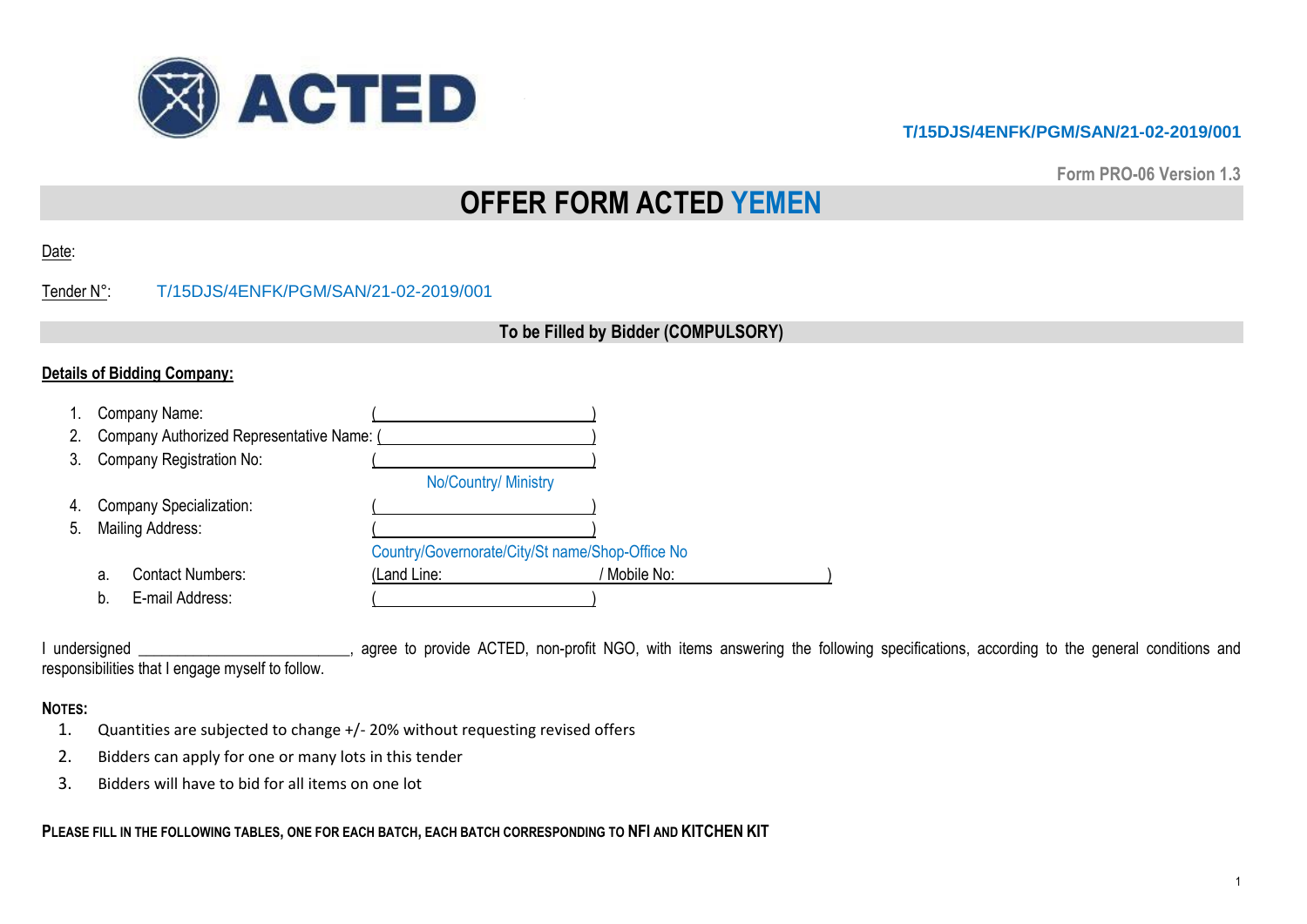T/15DJS/4ENFK/PGM/SAN/21-02-2019/001

Form PRO-06 Version 1.3

# OFFER FORM ACTED YEMEN

Date:

Tender N°: T/15DJS/4ENFK/PGM/SAN/21-02-2019/001

## To be Filled by Bidder (COMPULSORY)

**Details of Bidding Company:**

1. Company Name: (______________________)
2. Company Authorized Representative Name: (______________________)
3. Company Registration No: (______________________)
   No/Country/ Ministry
4. Company Specialization: (______________________)
5. Mailing Address: (______________________)
   Country/Governorate/City/St name/Shop-Office No
   a. Contact Numbers: (Land Line: ______________ / Mobile No: ______________)
   b. E-mail Address: (______________________)

I undersigned ________________________, agree to provide ACTED, non-profit NGO, with items answering the following specifications, according to the general conditions and responsibilities that I engage myself to follow.

**NOTES:**

1. Quantities are subjected to change +/- 20% without requesting revised offers
2. Bidders can apply for one or many lots in this tender
3. Bidders will have to bid for all items on one lot

**PLEASE FILL IN THE FOLLOWING TABLES, ONE FOR EACH BATCH, EACH BATCH CORRESPONDING TO NFI AND KITCHEN KIT**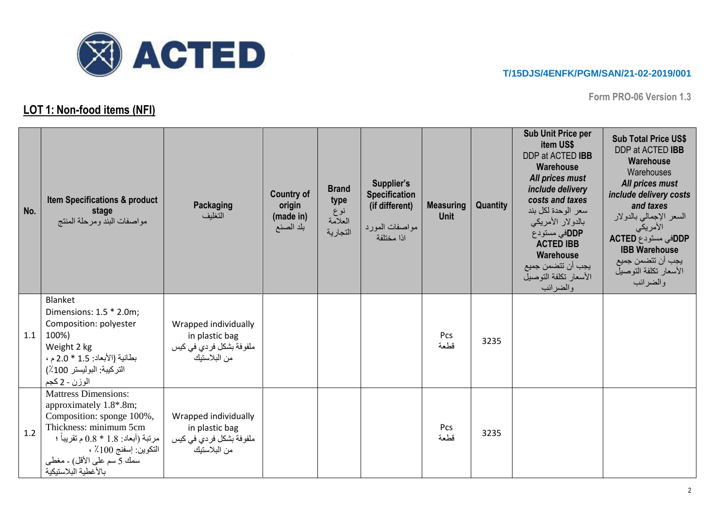T/15DJS/4ENFK/PGM/SAN/21-02-2019/001

Form PRO-06 Version 1.3

## LOT 1: Non-food items (NFI)

| No. | Item Specifications & product stage مواصفات البند ومرحلة المنتج | Packaging التغليف | Country of origin (made in) بلد الصنع | Brand type نوع العلامة التجارية | Supplier's Specification (if different) مواصفات المورد اذا مختلفة | Measuring Unit | Quantity | Sub Unit Price per item US$ DDP at ACTED **IBB Warehouse** *All prices must include delivery costs and taxes* سعر الوحدة لكل بند بالدولار الأمريكي **DDP**في مستودع **ACTED IBB Warehouse** يجب أن تتضمن جميع الأسعار تكلفة التوصيل والضرائب | **Sub Total Price US$** DDP at ACTED **IBB Warehouse** Warehouses *All prices must include delivery costs and taxes* السعر الإجمالي بالدولار الأمريكي **DDP**في مستودع **ACTED IBB Warehouse** يجب أن تتضمن جميع الأسعار تكلفة التوصيل والضرائب |
|---|---|---|---|---|---|---|---|---|---|
| 1.1 | Blanket Dimensions: 1.5 * 2.0m; Composition: polyester 100%) Weight 2 kg بطانية (الأبعاد: 1.5 * 2.0 م ، التركيبة: البوليستر 100٪) الوزن - 2 كجم | Wrapped individually in plastic bag ملفوفة بشكل فردي في كيس من البلاستيك | | | | Pcs قطعة | 3235 | | |
| 1.2 | Mattress Dimensions: approximately 1.8*.8m; Composition: sponge 100%, Thickness: minimum 5cm مرتبة (أبعاد: 1.8 * 0.8 م تقريباً ؛ التكوين: إسفنج 100٪ ، سمك 5 سم على الأقل) - مغطى بالأغطية البلاستيكية | Wrapped individually in plastic bag ملفوفة بشكل فردي في كيس من البلاستيك | | | | Pcs قطعة | 3235 | | |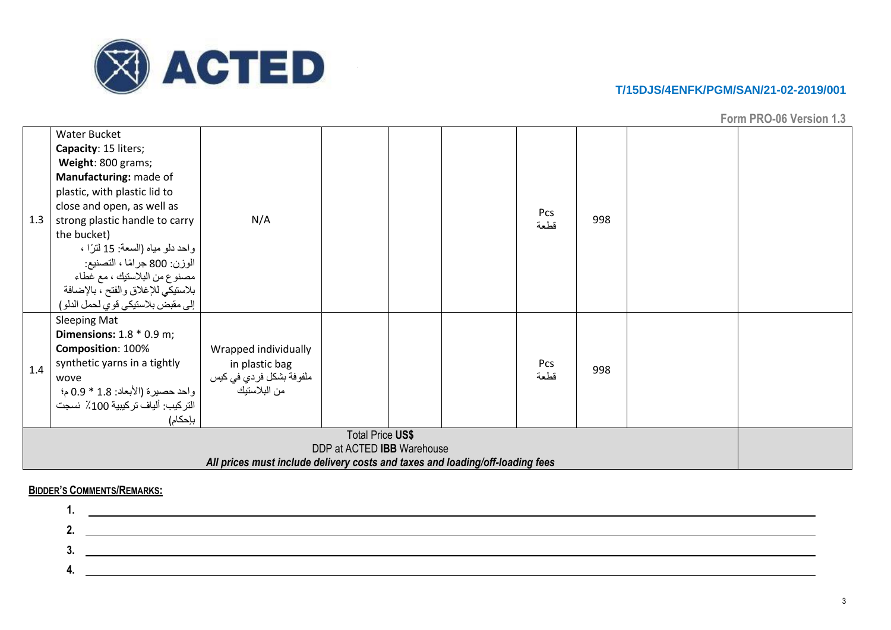T/15DJS/4ENFK/PGM/SAN/21-02-2019/001

Form PRO-06 Version 1.3

| | | | | | | | | | |
|---|---|---|---|---|---|---|---|---|---|
| 1.3 | Water Bucket **Capacity**: 15 liters; **Weight**: 800 grams; **Manufacturing:** made of plastic, with plastic lid to close and open, as well as strong plastic handle to carry the bucket) واحد دلو مياه (السعة: 15 لترًا ، الوزن: 800 جرامًا ، التصنيع: مصنوع من البلاستيك ، مع غطاء بلاستيكي للإغلاق والفتح ، بالإضافة إلى مقبض بلاستيكي قوي لحمل الدلو ) | N/A | | | | Pcs قطعة | 998 | | |
| 1.4 | Sleeping Mat **Dimensions:** 1.8 * 0.9 m; **Composition**: 100% synthetic yarns in a tightly wove واحد حصيرة (الأبعاد: 1.8 * 0.9 م؛ التركيب: ألياف تركيبية 100٪ نسجت بإحكام) | Wrapped individually in plastic bag ملفوفة بشكل فردي في كيس من البلاستيك | | | | Pcs قطعة | 998 | | |
| Total Price **US$** DDP at ACTED **IBB** Warehouse ***All prices must include delivery costs and taxes and loading/off-loading fees*** | | | | | | | | | |

**Bidder's Comments/Remarks:**

1. ______________________________
2. ______________________________
3. ______________________________
4. ______________________________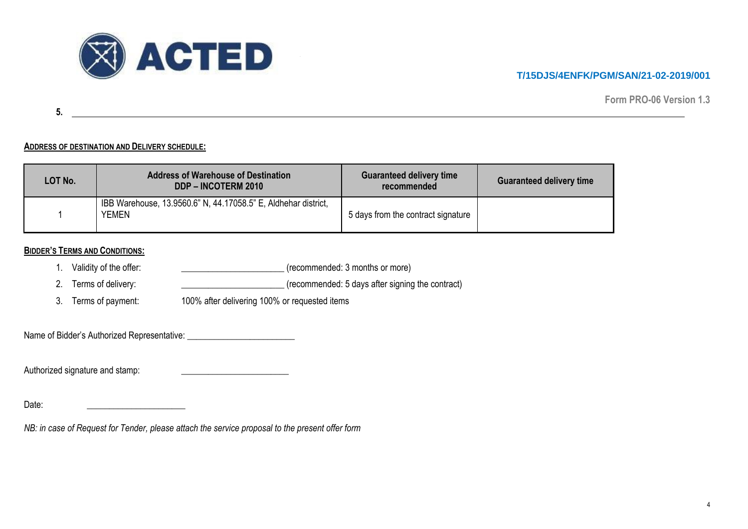T/15DJS/4ENFK/PGM/SAN/21-02-2019/001

Form PRO-06 Version 1.3

**5.**

**ADDRESS OF DESTINATION AND DELIVERY SCHEDULE:**

| LOT No. | Address of Warehouse of Destination DDP – INCOTERM 2010 | Guaranteed delivery time recommended | Guaranteed delivery time |
|---|---|---|---|
| 1 | IBB Warehouse, 13.9560.6" N, 44.17058.5" E, Aldhehar district, YEMEN | 5 days from the contract signature | |

**BIDDER'S TERMS AND CONDITIONS:**

1. Validity of the offer: ______________________ (recommended: 3 months or more)
2. Terms of delivery: ______________________ (recommended: 5 days after signing the contract)
3. Terms of payment: 100% after delivering 100% or requested items

Name of Bidder's Authorized Representative: ______________________

Authorized signature and stamp: ______________________

Date: ______________________

*NB: in case of Request for Tender, please attach the service proposal to the present offer form*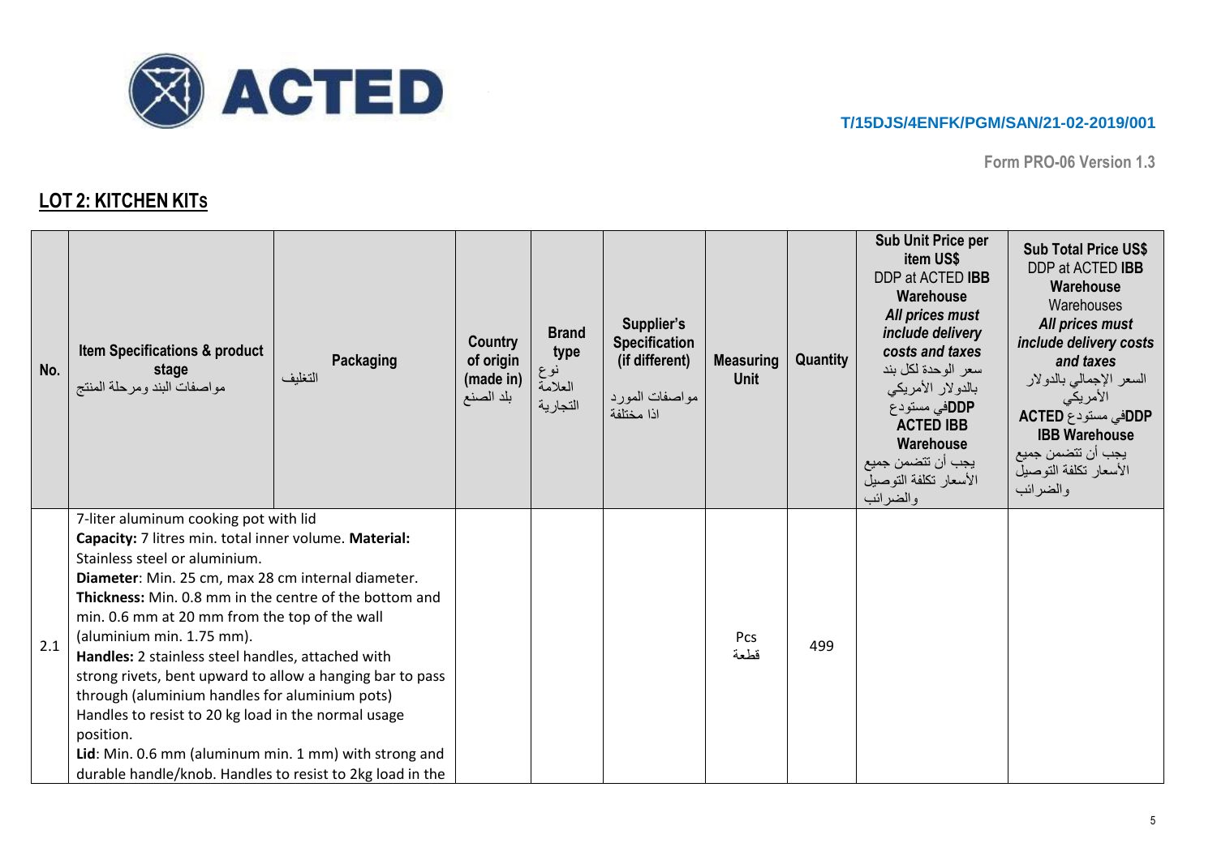T/15DJS/4ENFK/PGM/SAN/21-02-2019/001

Form PRO-06 Version 1.3

## LOT 2: KITCHEN KITS

| No. | Item Specifications & product stage مواصفات البند ومرحلة المنتج | Packaging التغليف | Country of origin (made in) بلد الصنع | Brand type نوع العلامة التجارية | Supplier's Specification (if different) مواصفات المورد اذا مختلفة | Measuring Unit | Quantity | Sub Unit Price per item US$ DDP at ACTED IBB Warehouse *All prices must include delivery costs and taxes* سعر الوحدة لكل بند بالدولار الأمريكي DDPفي مستودع ACTED IBB Warehouse يجب أن تتضمن جميع الأسعار تكلفة التوصيل والضرائب | Sub Total Price US$ DDP at ACTED IBB Warehouse Warehouses *All prices must include delivery costs and taxes* السعر الإجمالي بالدولار الأمريكي DDPفي مستودع ACTED IBB Warehouse يجب أن تتضمن جميع الأسعار تكلفة التوصيل والضرائب |
|---|---|---|---|---|---|---|---|---|---|
| 2.1 | 7-liter aluminum cooking pot with lid<br>**Capacity:** 7 litres min. total inner volume. **Material:** Stainless steel or aluminium.<br>**Diameter**: Min. 25 cm, max 28 cm internal diameter.<br>**Thickness:** Min. 0.8 mm in the centre of the bottom and min. 0.6 mm at 20 mm from the top of the wall (aluminium min. 1.75 mm).<br>**Handles:** 2 stainless steel handles, attached with strong rivets, bent upward to allow a hanging bar to pass through (aluminium handles for aluminium pots) Handles to resist to 20 kg load in the normal usage position.<br>**Lid**: Min. 0.6 mm (aluminum min. 1 mm) with strong and durable handle/knob. Handles to resist to 2kg load in the | | | | | Pcs قطعة | 499 | | |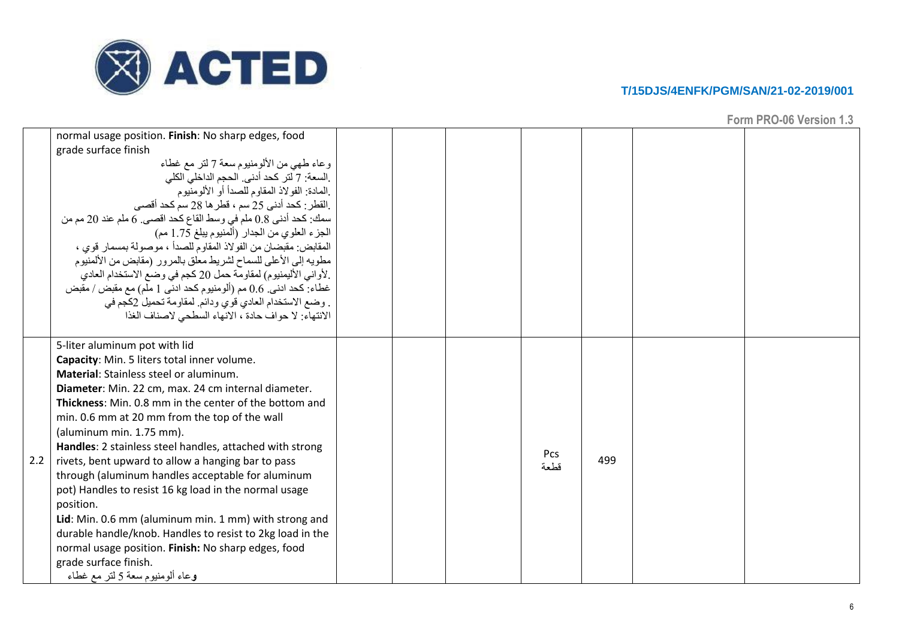| | | | | | | | |
|---|---|---|---|---|---|---|---|
| | normal usage position. **Finish**: No sharp edges, food grade surface finish<br>وعاء طهي من الألومنيوم سعة 7 لتر مع غطاء<br>.السعة: 7 لتر كحد أدنى. الحجم الداخلي الكلي<br>.المادة: الفولاذ المقاوم للصدأ أو الألومنيوم<br>.القطر: كحد أدنى 25 سم ، قطرها 28 سم كحد أقصى<br>سمك: كحد أدنى 0.8 ملم في وسط القاع كحد اقصى. 6 ملم عند 20 مم من الجزء العلوي من الجدار (ألمنيوم يبلغ 1.75 مم)<br>المقابض: مقبضان من الفولاذ المقاوم للصدأ ، موصولة بمسمار قوي ، مطويه إلى الأعلى للسماح لشريط معلق بالمرور (مقابض من الألمنيوم .لأواني الأليمنيوم) لمقاومة حمل 20 كجم في وضع الاستخدام العادي<br>غطاء: كحد ادنى. 0.6 مم (ألومنيوم كحد ادنى 1 ملم) مع مقبض / مقبض . وضع الاستخدام العادي قوي ودائم. لمقاومة تحميل 2كجم في<br>الانتهاء: لا حواف حادة ، الانهاء السطحي لاصناف الغذا | | | | | | |
| 2.2 | 5-liter aluminum pot with lid<br>**Capacity**: Min. 5 liters total inner volume.<br>**Material**: Stainless steel or aluminum.<br>**Diameter**: Min. 22 cm, max. 24 cm internal diameter.<br>**Thickness**: Min. 0.8 mm in the center of the bottom and min. 0.6 mm at 20 mm from the top of the wall (aluminum min. 1.75 mm).<br>**Handles**: 2 stainless steel handles, attached with strong rivets, bent upward to allow a hanging bar to pass through (aluminum handles acceptable for aluminum pot) Handles to resist 16 kg load in the normal usage position.<br>**Lid**: Min. 0.6 mm (aluminum min. 1 mm) with strong and durable handle/knob. Handles to resist to 2kg load in the normal usage position. **Finish:** No sharp edges, food grade surface finish.<br>وعاء ألومنيوم سعة 5 لتر مع غطاء | | | Pcs<br>قطعة | 499 | | |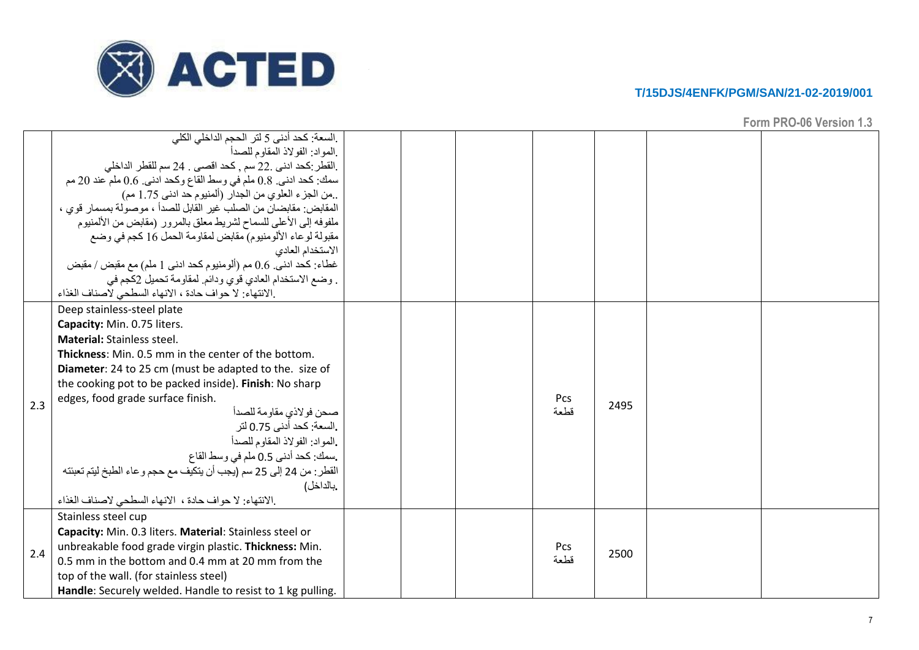| | | | | | | | |
|---|---|---|---|---|---|---|---|
| | .السعة: كحد أدنى 5 لتر الحجم الداخلي الكلي<br>.المواد: الفولاذ المقاوم للصدأ<br>.القطر:كحد ادنى .22 سم , كحد اقصى . 24 سم للقطر الداخلي<br>سمك: كحد ادنى. 0.8 ملم في وسط القاع وكحد ادنى. 0.6 ملم عند 20 مم<br>..من الجزء العلوي من الجدار (ألمنيوم حد ادنى 1.75 مم)<br>المقابض: مقابضان من الصلب غير القابل للصدأ ، موصولة بمسمار قوي ، ملفوفه إلى الأعلى للسماح لشريط معلق بالمرور (مقابض من الألمنيوم مقبولة لوعاء الألومنيوم) مقابض لمقاومة الحمل 16 كجم في وضع الاستخدام العادي<br>غطاء: كحد ادنى. 0.6 مم (ألومنيوم كحد ادنى 1 ملم) مع مقبض / مقبض . وضع الاستخدام العادي قوي ودائم. لمقاومة تحميل 2كجم في<br>.الانتهاء: لا حواف حادة ، الانهاء السطحي لاصناف الغذاء | | | | | | |
| 2.3 | Deep stainless-steel plate<br>**Capacity:** Min. 0.75 liters.<br>**Material:** Stainless steel.<br>**Thickness**: Min. 0.5 mm in the center of the bottom.<br>**Diameter**: 24 to 25 cm (must be adapted to the. size of the cooking pot to be packed inside). **Finish**: No sharp edges, food grade surface finish.<br>صحن فولاذي مقاومة للصدأ<br>.السعة: كحد أدنى 0.75 لتر<br>.المواد: الفولاذ المقاوم للصدأ<br>.سمك: كحد أدنى 0.5 ملم في وسط القاع<br>القطر: من 24 إلى 25 سم (يجب أن يتكيف مع حجم وعاء الطبخ ليتم تعبئته .بالداخل)<br>.الانتهاء: لا حواف حادة ، الانهاء السطحي لاصناف الغذاء | | | Pcs<br>قطعة | 2495 | | |
| 2.4 | Stainless steel cup<br>**Capacity:** Min. 0.3 liters. **Material**: Stainless steel or unbreakable food grade virgin plastic. **Thickness:** Min. 0.5 mm in the bottom and 0.4 mm at 20 mm from the top of the wall. (for stainless steel)<br>**Handle**: Securely welded. Handle to resist to 1 kg pulling. | | | Pcs<br>قطعة | 2500 | | |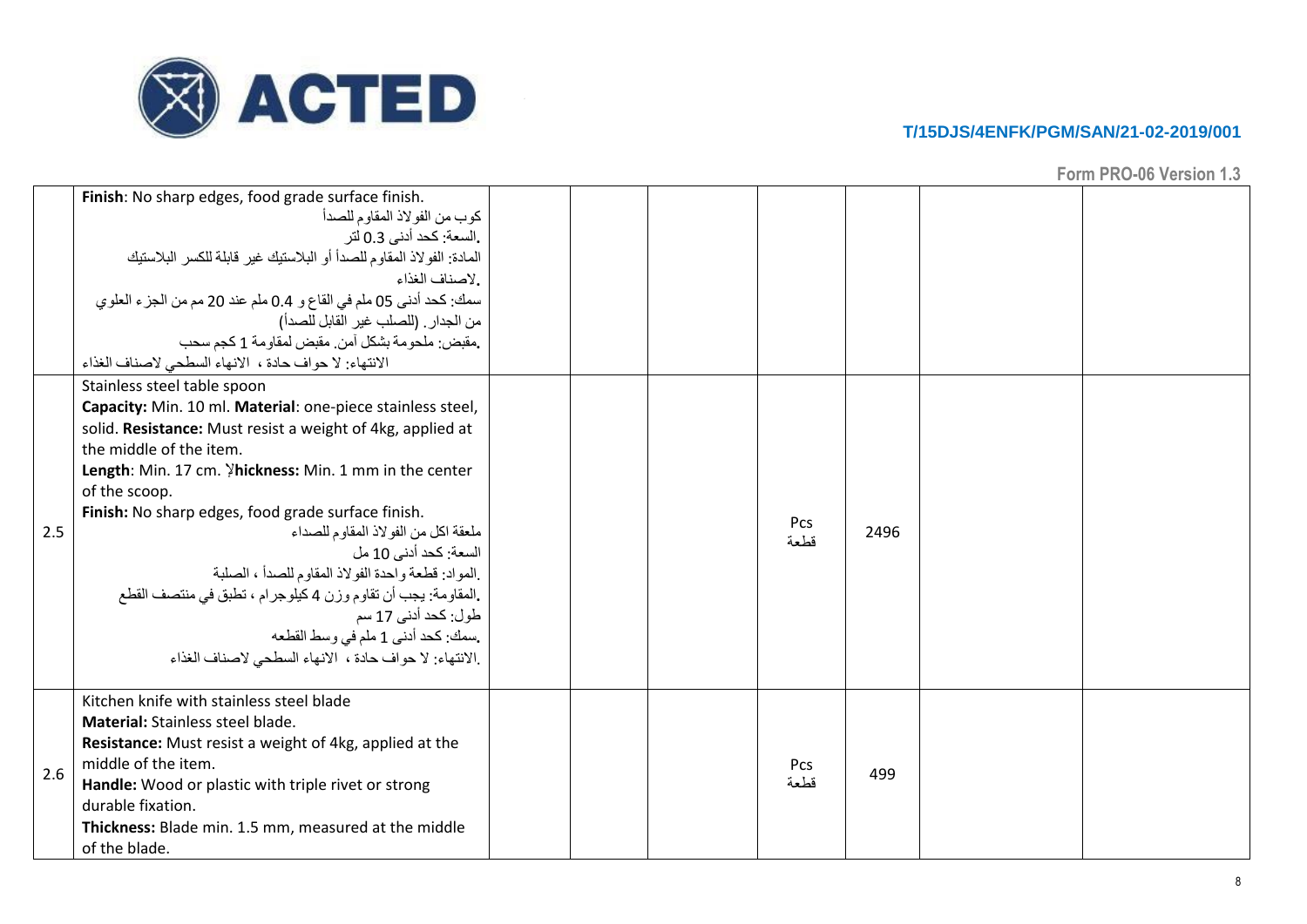T/15DJS/4ENFK/PGM/SAN/21-02-2019/001

Form PRO-06 Version 1.3

| | | | | | | | |
|---|---|---|---|---|---|---|---|
| | **Finish**: No sharp edges, food grade surface finish.<br>كوب من الفولاذ المقاوم للصدأ<br>.السعة: كحد أدنى 0.3 لتر<br>المادة: الفولاذ المقاوم للصدأ أو البلاستيك غير قابلة للكسر البلاستيك<br>.لاصناف الغذاء<br>سمك: كحد أدنى 05 ملم في القاع و 0.4 ملم عند 20 مم من الجزء العلوي<br>من الجدار. (للصلب غير القابل للصدأ)<br>.مقبض: ملحومة بشكل آمن. مقبض لمقاومة 1 كجم سحب<br>الانتهاء: لا حواف حادة ، الانهاء السطحي لاصناف الغذاء | | | | | | |
| 2.5 | Stainless steel table spoon<br>**Capacity:** Min. 10 ml. **Material**: one-piece stainless steel, solid. **Resistance:** Must resist a weight of 4kg, applied at the middle of the item.<br>**Length**: Min. 17 cm. **Thickness:** Min. 1 mm in the center of the scoop.<br>**Finish:** No sharp edges, food grade surface finish.<br>ملعقة اكل من الفولاذ المقاوم للصداء<br>السعة: كحد أدنى 10 مل<br>.المواد: قطعة واحدة الفولاذ المقاوم للصدأ ، الصلبة<br>.المقاومة: يجب أن تقاوم وزن 4 كيلوجرام ، تطبق في منتصف القطع<br>طول: كحد أدنى 17 سم<br>.سمك: كحد أدنى 1 ملم في وسط القطعه<br>.الانتهاء: لا حواف حادة ، الانهاء السطحي لاصناف الغذاء | | | Pcs<br>قطعة | 2496 | | |
| 2.6 | Kitchen knife with stainless steel blade<br>**Material:** Stainless steel blade.<br>**Resistance:** Must resist a weight of 4kg, applied at the middle of the item.<br>**Handle:** Wood or plastic with triple rivet or strong durable fixation.<br>**Thickness:** Blade min. 1.5 mm, measured at the middle of the blade. | | | Pcs<br>قطعة | 499 | | |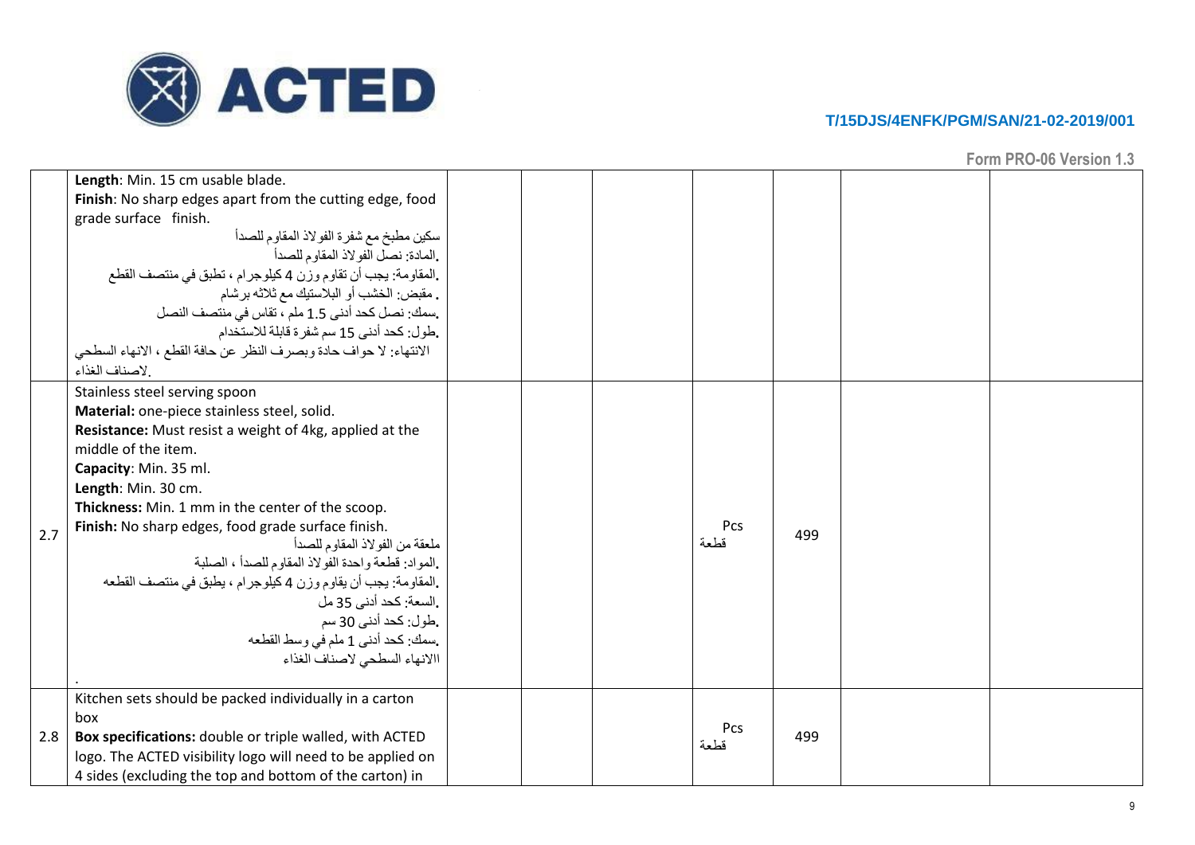T/15DJS/4ENFK/PGM/SAN/21-02-2019/001

Form PRO-06 Version 1.3

| | | | | | | | |
|---|---|---|---|---|---|---|---|
| | **Length**: Min. 15 cm usable blade.<br>**Finish**: No sharp edges apart from the cutting edge, food grade surface finish.<br>سكين مطبخ مع شفرة الفولاذ المقاوم للصدأ<br>.المادة: نصل الفولاذ المقاوم للصدأ<br>.المقاومة: يجب أن تقاوم وزن 4 كيلوجرام ، تطبق في منتصف القطع<br>. مقبض: الخشب أو البلاستيك مع ثلاثه برشام<br>.سمك: نصل كحد أدنى 1.5 ملم ، تقاس في منتصف النصل<br>.طول: كحد أدنى 15 سم شفرة قابلة للاستخدام<br>الانتهاء: لا حواف حادة وبصرف النظر عن حافة القطع ، الانهاء السطحي .لاصناف الغذاء | | | | | | |
| 2.7 | Stainless steel serving spoon<br>**Material:** one-piece stainless steel, solid.<br>**Resistance:** Must resist a weight of 4kg, applied at the middle of the item.<br>**Capacity**: Min. 35 ml.<br>**Length**: Min. 30 cm.<br>**Thickness:** Min. 1 mm in the center of the scoop.<br>**Finish:** No sharp edges, food grade surface finish.<br>ملعقة من الفولاذ المقاوم للصدأ<br>.المواد: قطعة واحدة الفولاذ المقاوم للصدأ ، الصلبة<br>.المقاومة: يجب أن يقاوم وزن 4 كيلوجرام ، يطبق في منتصف القطعه<br>.السعة: كحد أدنى 35 مل<br>.طول: كحد أدنى 30 سم<br>.سمك: كحد أدنى 1 ملم في وسط القطعه<br>االانهاء السطحي لاصناف الغذاء<br>. | | | Pcs<br>قطعة | 499 | | |
| 2.8 | Kitchen sets should be packed individually in a carton box<br>**Box specifications:** double or triple walled, with ACTED logo. The ACTED visibility logo will need to be applied on 4 sides (excluding the top and bottom of the carton) in | | | Pcs<br>قطعة | 499 | | |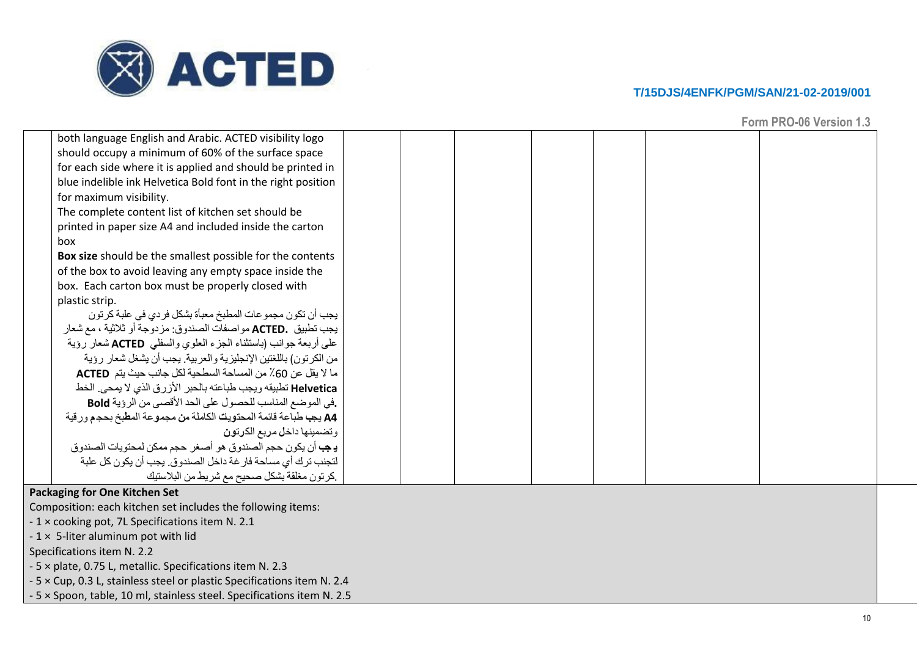| | | | | | | | |
|---|---|---|---|---|---|---|---|
| | both language English and Arabic. ACTED visibility logo should occupy a minimum of 60% of the surface space for each side where it is applied and should be printed in blue indelible ink Helvetica Bold font in the right position for maximum visibility.<br>The complete content list of kitchen set should be printed in paper size A4 and included inside the carton box<br>**Box size** should be the smallest possible for the contents of the box to avoid leaving any empty space inside the box. Each carton box must be properly closed with plastic strip.<br>يجب أن تكون مجموعات المطبخ معبأة بشكل فردي في علبة كرتون<br>يجب تطبيق **ACTED.** مواصفات الصندوق: مزدوجة أو ثلاثية ، مع شعار<br>على أربعة جوانب (باستثناء الجزء العلوي والسفلي **ACTED** شعار رؤية<br>من الكرتون) باللغتين الإنجليزية والعربية. يجب أن يشغل شعار رؤية<br>ما لا يقل عن 60٪ من المساحة السطحية لكل جانب حيث يتم **ACTED**<br>**Helvetica** تطبيقه ويجب طباعته بالحبر الأزرق الذي لا يمحى. الخط<br>.في الموضع المناسب للحصول على الحد الأقصى من الرؤية **Bold**<br>**A4** يجب طباعة قائمة المحتويات الكاملة من مجموعة المطبخ بحجم ورقية<br>وتضمينها داخل مربع الكرتون<br>**يجب** أن يكون حجم الصندوق هو أصغر حجم ممكن لمحتويات الصندوق<br>لتجنب ترك أي مساحة فارغة داخل الصندوق. يجب أن يكون كل علبة<br>.كرتون مغلقة بشكل صحيح مع شريط من البلاستيك | | | | | | |

**Packaging for One Kitchen Set**

Composition: each kitchen set includes the following items:

- 1 × cooking pot, 7L Specifications item N. 2.1
- 1 × 5-liter aluminum pot with lid
Specifications item N. 2.2
- 5 × plate, 0.75 L, metallic. Specifications item N. 2.3
- 5 × Cup, 0.3 L, stainless steel or plastic Specifications item N. 2.4
- 5 × Spoon, table, 10 ml, stainless steel. Specifications item N. 2.5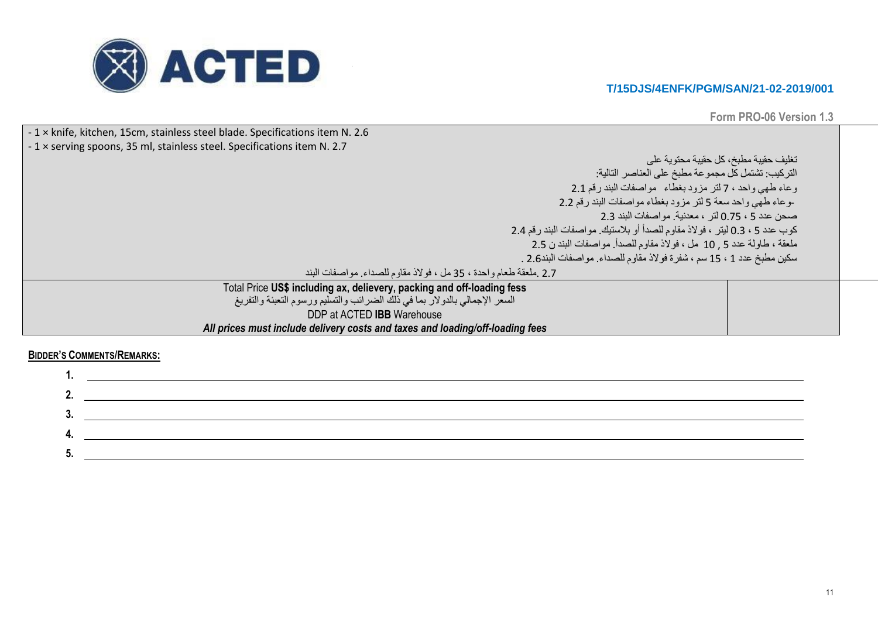T/15DJS/4ENFK/PGM/SAN/21-02-2019/001

Form PRO-06 Version 1.3

| | |
|---|---|
| - 1 × knife, kitchen, 15cm, stainless steel blade. Specifications item N. 2.6<br>- 1 × serving spoons, 35 ml, stainless steel. Specifications item N. 2.7<br><br>تغليف حقيبة مطبخ، كل حقيبة محتوية على<br>التركيب: تشتمل كل مجموعة مطبخ على العناصر التالية:<br>وعاء طهي واحد ، 7 لتر مزود بغطاء مواصفات البند رقم 2.1<br>-وعاء طهي واحد سعة 5 لتر مزود بغطاء مواصفات البند رقم 2.2<br>صحن عدد 5 ، 0.75 لتر ، معدنية. مواصفات البند 2.3<br>كوب عدد 5 ، 0.3 ليتر ، فولاذ مقاوم للصدأ أو بلاستيك. مواصفات البند رقم 2.4<br>ملعقة ، طاولة عدد 5 , 10 مل ، فولاذ مقاوم للصدأ. مواصفات البند ن 2.5<br>سكين مطبخ عدد 1 ، 15 سم ، شفرة فولاذ مقاوم للصداء. مواصفات البند2.6 .<br>2.7 .ملعقة طعام واحدة ، 35 مل ، فولاذ مقاوم للصداء. مواصفات البند | |
| Total Price **US$ including ax, delievery, packing and off-loading fess**<br>السعر الإجمالي بالدولار بما في ذلك الضرائب والتسليم ورسوم التعبئة والتفريغ<br>DDP at ACTED **IBB** Warehouse<br>***All prices must include delivery costs and taxes and loading/off-loading fees*** | |

**BIDDER'S COMMENTS/REMARKS:**

1. ______________________________
2. ______________________________
3. ______________________________
4. ______________________________
5. ______________________________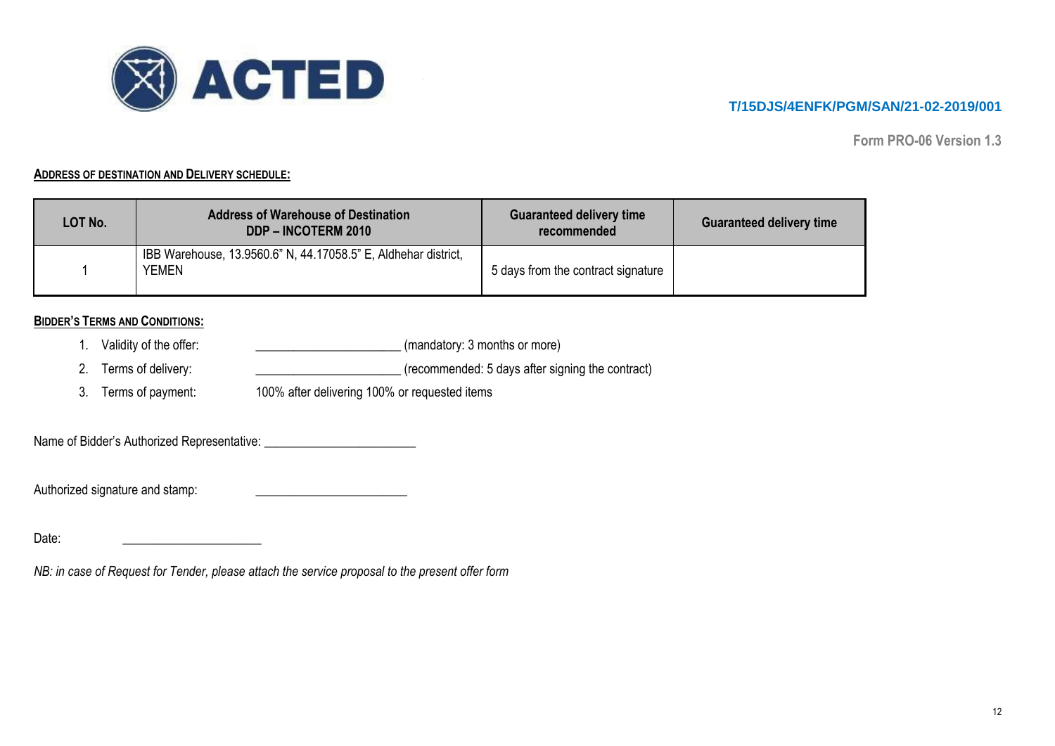T/15DJS/4ENFK/PGM/SAN/21-02-2019/001

Form PRO-06 Version 1.3

**ADDRESS OF DESTINATION AND DELIVERY SCHEDULE:**

| LOT No. | Address of Warehouse of Destination DDP – INCOTERM 2010 | Guaranteed delivery time recommended | Guaranteed delivery time |
|---|---|---|---|
| 1 | IBB Warehouse, 13.9560.6" N, 44.17058.5" E, Aldhehar district, YEMEN | 5 days from the contract signature | |

**BIDDER'S TERMS AND CONDITIONS:**

1. Validity of the offer: ______________________ (mandatory: 3 months or more)
2. Terms of delivery: ______________________ (recommended: 5 days after signing the contract)
3. Terms of payment: 100% after delivering 100% or requested items

Name of Bidder's Authorized Representative: ______________________

Authorized signature and stamp: ______________________

Date: ______________________

*NB: in case of Request for Tender, please attach the service proposal to the present offer form*